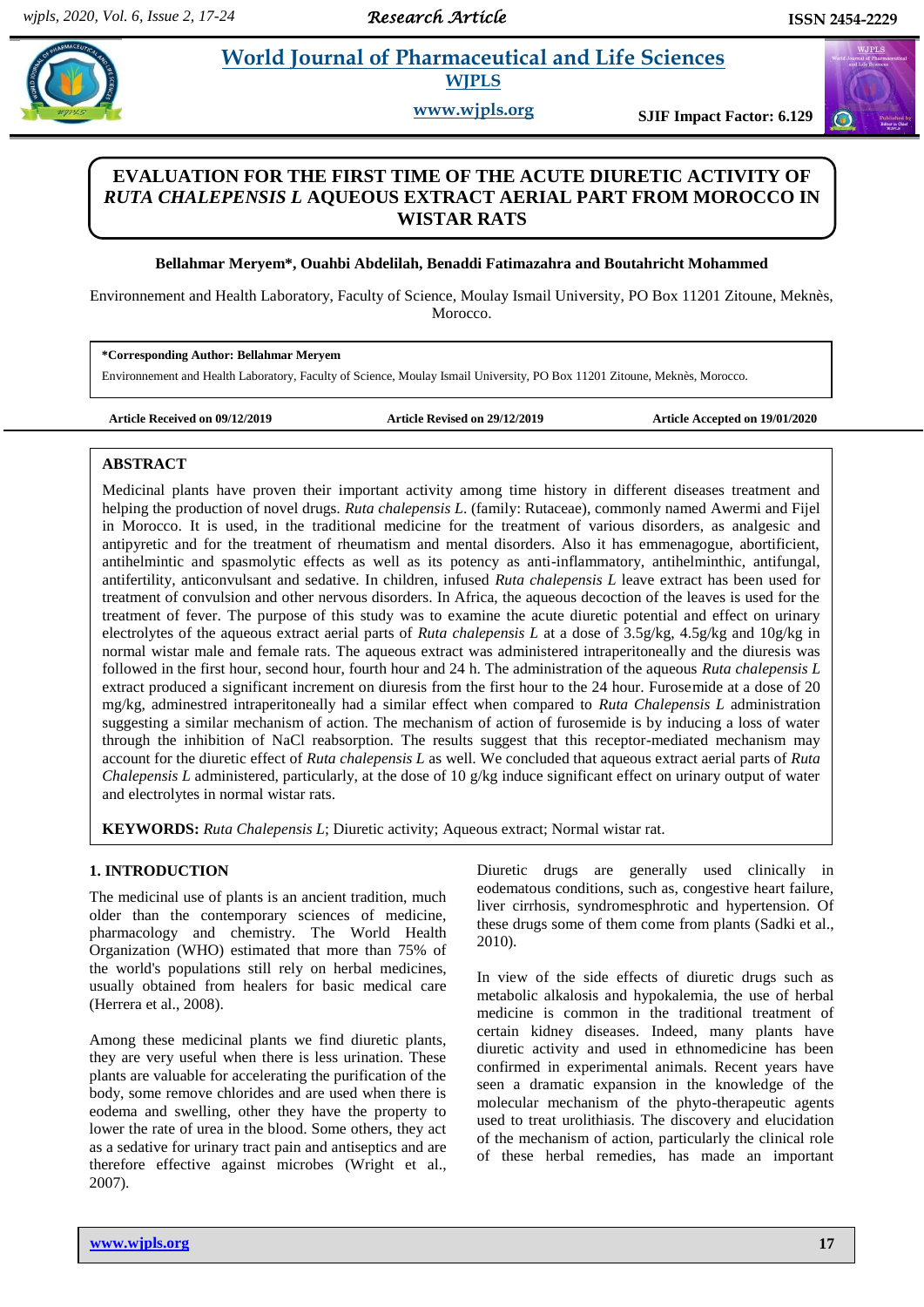# EVALUATION FOR THE FIRST TIME OF THE ACUTE DIURETIC ACTIVITY OF *RUTA CHALEPENSIS L* AQUEOUS EXTRACT AERIAL PART FROM MOROCCO IN WISTAR RATS

**Bellahmar Meryem\*, Ouahbi Abdelilah, Benaddi Fatimazahra and Boutahricht Mohammed**

Environnement and Health Laboratory, Faculty of Science, Moulay Ismail University, PO Box 11201 Zitoune, Meknès, Morocco.

**\*Corresponding Author: Bellahmar Meryem**

Environnement and Health Laboratory, Faculty of Science, Moulay Ismail University, PO Box 11201 Zitoune, Meknès, Morocco.

**Article Received on 09/12/2019** **Article Revised on 29/12/2019** **Article Accepted on 19/01/2020**

## ABSTRACT

Medicinal plants have proven their important activity among time history in different diseases treatment and helping the production of novel drugs. *Ruta chalepensis L*. (family: Rutaceae), commonly named Awermi and Fijel in Morocco. It is used, in the traditional medicine for the treatment of various disorders, as analgesic and antipyretic and for the treatment of rheumatism and mental disorders. Also it has emmenagogue, abortificient, antihelmintic and spasmolytic effects as well as its potency as anti-inflammatory, antihelminthic, antifungal, antifertility, anticonvulsant and sedative. In children, infused *Ruta chalepensis L* leave extract has been used for treatment of convulsion and other nervous disorders. In Africa, the aqueous decoction of the leaves is used for the treatment of fever. The purpose of this study was to examine the acute diuretic potential and effect on urinary electrolytes of the aqueous extract aerial parts of *Ruta chalepensis L* at a dose of 3.5g/kg, 4.5g/kg and 10g/kg in normal wistar male and female rats. The aqueous extract was administered intraperitoneally and the diuresis was followed in the first hour, second hour, fourth hour and 24 h. The administration of the aqueous *Ruta chalepensis L* extract produced a significant increment on diuresis from the first hour to the 24 hour. Furosemide at a dose of 20 mg/kg, adminestred intraperitoneally had a similar effect when compared to *Ruta Chalepensis L* administration suggesting a similar mechanism of action. The mechanism of action of furosemide is by inducing a loss of water through the inhibition of NaCl reabsorption. The results suggest that this receptor-mediated mechanism may account for the diuretic effect of *Ruta chalepensis L* as well. We concluded that aqueous extract aerial parts of *Ruta Chalepensis L* administered, particularly, at the dose of 10 g/kg induce significant effect on urinary output of water and electrolytes in normal wistar rats.

**KEYWORDS:** *Ruta Chalepensis L*; Diuretic activity; Aqueous extract; Normal wistar rat.

## 1. INTRODUCTION

The medicinal use of plants is an ancient tradition, much older than the contemporary sciences of medicine, pharmacology and chemistry. The World Health Organization (WHO) estimated that more than 75% of the world's populations still rely on herbal medicines, usually obtained from healers for basic medical care (Herrera et al., 2008).

Among these medicinal plants we find diuretic plants, they are very useful when there is less urination. These plants are valuable for accelerating the purification of the body, some remove chlorides and are used when there is eodema and swelling, other they have the property to lower the rate of urea in the blood. Some others, they act as a sedative for urinary tract pain and antiseptics and are therefore effective against microbes (Wright et al., 2007).

Diuretic drugs are generally used clinically in eodematous conditions, such as, congestive heart failure, liver cirrhosis, syndromesphrotic and hypertension. Of these drugs some of them come from plants (Sadki et al., 2010).

In view of the side effects of diuretic drugs such as metabolic alkalosis and hypokalemia, the use of herbal medicine is common in the traditional treatment of certain kidney diseases. Indeed, many plants have diuretic activity and used in ethnomedicine has been confirmed in experimental animals. Recent years have seen a dramatic expansion in the knowledge of the molecular mechanism of the phyto-therapeutic agents used to treat urolithiasis. The discovery and elucidation of the mechanism of action, particularly the clinical role of these herbal remedies, has made an important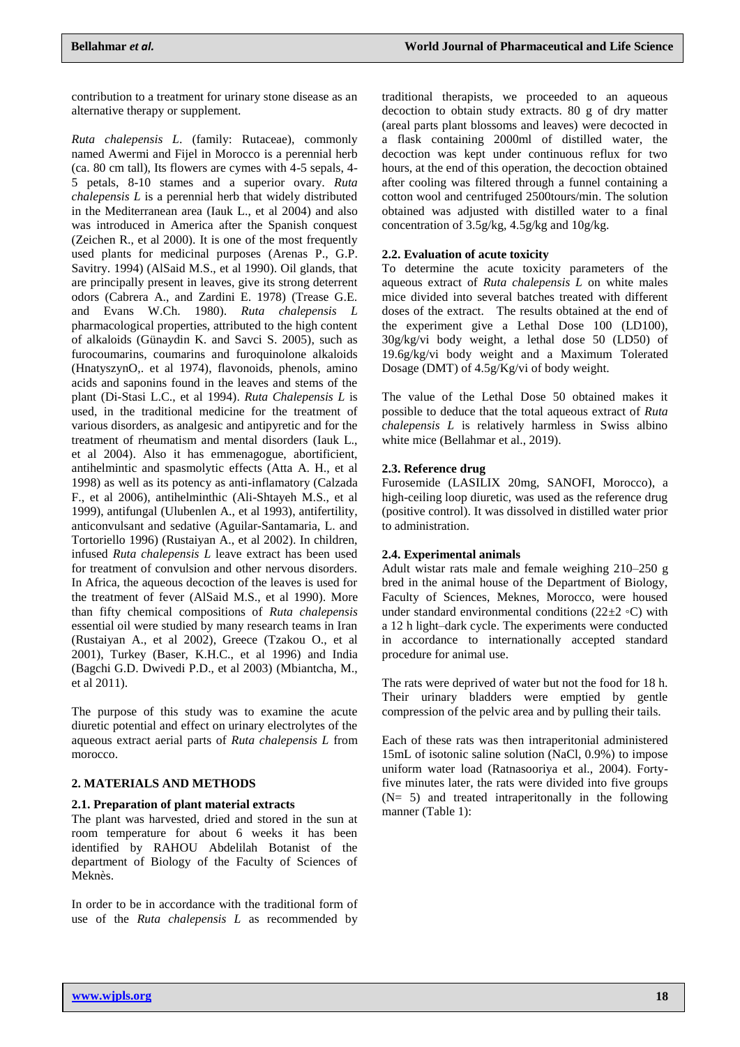contribution to a treatment for urinary stone disease as an alternative therapy or supplement.

*Ruta chalepensis L*. (family: Rutaceae), commonly named Awermi and Fijel in Morocco is a perennial herb (ca. 80 cm tall), Its flowers are cymes with 4-5 sepals, 4-5 petals, 8-10 stames and a superior ovary. *Ruta chalepensis L* is a perennial herb that widely distributed in the Mediterranean area (Iauk L., et al 2004) and also was introduced in America after the Spanish conquest (Zeichen R., et al 2000). It is one of the most frequently used plants for medicinal purposes (Arenas P., G.P. Savitry. 1994) (AlSaid M.S., et al 1990). Oil glands, that are principally present in leaves, give its strong deterrent odors (Cabrera A., and Zardini E. 1978) (Trease G.E. and Evans W.Ch. 1980). *Ruta chalepensis L* pharmacological properties, attributed to the high content of alkaloids (Günaydin K. and Savci S. 2005), such as furocoumarins, coumarins and furoquinolone alkaloids (HnatyszynO,. et al 1974), flavonoids, phenols, amino acids and saponins found in the leaves and stems of the plant (Di-Stasi L.C., et al 1994). *Ruta Chalepensis L* is used, in the traditional medicine for the treatment of various disorders, as analgesic and antipyretic and for the treatment of rheumatism and mental disorders (Iauk L., et al 2004). Also it has emmenagogue, abortificient, antihelmintic and spasmolytic effects (Atta A. H., et al 1998) as well as its potency as anti-inflamatory (Calzada F., et al 2006), antihelminthic (Ali-Shtayeh M.S., et al 1999), antifungal (Ulubenlen A., et al 1993), antifertility, anticonvulsant and sedative (Aguilar-Santamaria, L. and Tortoriello 1996) (Rustaiyan A., et al 2002). In children, infused *Ruta chalepensis L* leave extract has been used for treatment of convulsion and other nervous disorders. In Africa, the aqueous decoction of the leaves is used for the treatment of fever (AlSaid M.S., et al 1990). More than fifty chemical compositions of *Ruta chalepensis* essential oil were studied by many research teams in Iran (Rustaiyan A., et al 2002), Greece (Tzakou O., et al 2001), Turkey (Baser, K.H.C., et al 1996) and India (Bagchi G.D. Dwivedi P.D., et al 2003) (Mbiantcha, M., et al 2011).

The purpose of this study was to examine the acute diuretic potential and effect on urinary electrolytes of the aqueous extract aerial parts of *Ruta chalepensis L* from morocco.

## 2. MATERIALS AND METHODS

### 2.1. Preparation of plant material extracts

The plant was harvested, dried and stored in the sun at room temperature for about 6 weeks it has been identified by RAHOU Abdelilah Botanist of the department of Biology of the Faculty of Sciences of Meknès.

In order to be in accordance with the traditional form of use of the *Ruta chalepensis L* as recommended by traditional therapists, we proceeded to an aqueous decoction to obtain study extracts. 80 g of dry matter (areal parts plant blossoms and leaves) were decocted in a flask containing 2000ml of distilled water, the decoction was kept under continuous reflux for two hours, at the end of this operation, the decoction obtained after cooling was filtered through a funnel containing a cotton wool and centrifuged 2500tours/min. The solution obtained was adjusted with distilled water to a final concentration of 3.5g/kg, 4.5g/kg and 10g/kg.

### 2.2. Evaluation of acute toxicity

To determine the acute toxicity parameters of the aqueous extract of *Ruta chalepensis L* on white males mice divided into several batches treated with different doses of the extract. The results obtained at the end of the experiment give a Lethal Dose 100 (LD100), 30g/kg/vi body weight, a lethal dose 50 (LD50) of 19.6g/kg/vi body weight and a Maximum Tolerated Dosage (DMT) of 4.5g/Kg/vi of body weight.

The value of the Lethal Dose 50 obtained makes it possible to deduce that the total aqueous extract of *Ruta chalepensis L* is relatively harmless in Swiss albino white mice (Bellahmar et al., 2019).

### 2.3. Reference drug

Furosemide (LASILIX 20mg, SANOFI, Morocco), a high-ceiling loop diuretic, was used as the reference drug (positive control). It was dissolved in distilled water prior to administration.

### 2.4. Experimental animals

Adult wistar rats male and female weighing 210–250 g bred in the animal house of the Department of Biology, Faculty of Sciences, Meknes, Morocco, were housed under standard environmental conditions (22±2 ◦C) with a 12 h light–dark cycle. The experiments were conducted in accordance to internationally accepted standard procedure for animal use.

The rats were deprived of water but not the food for 18 h. Their urinary bladders were emptied by gentle compression of the pelvic area and by pulling their tails.

Each of these rats was then intraperitonial administered 15mL of isotonic saline solution (NaCl, 0.9%) to impose uniform water load (Ratnasooriya et al., 2004). Forty-five minutes later, the rats were divided into five groups (N= 5) and treated intraperitonally in the following manner (Table 1):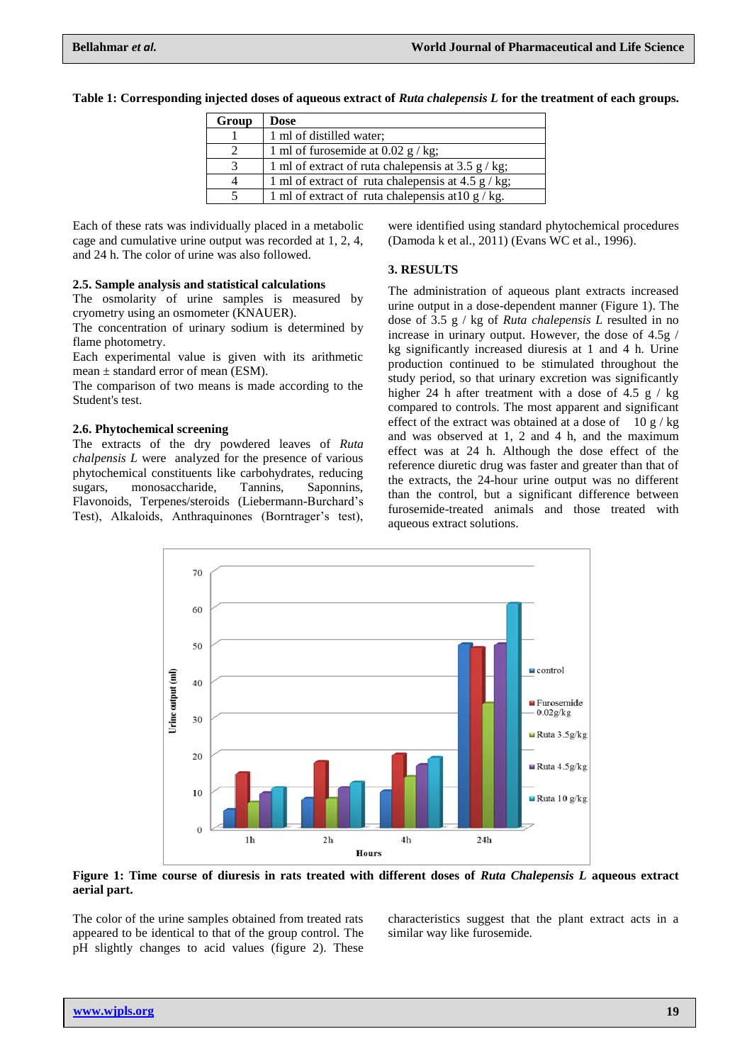**Table 1: Corresponding injected doses of aqueous extract of *Ruta chalepensis L* for the treatment of each groups.**

| Group | Dose |
|---|---|
| 1 | 1 ml of distilled water; |
| 2 | 1 ml of furosemide at 0.02 g / kg; |
| 3 | 1 ml of extract of ruta chalepensis at 3.5 g / kg; |
| 4 | 1 ml of extract of ruta chalepensis at 4.5 g / kg; |
| 5 | 1 ml of extract of ruta chalepensis at10 g / kg. |

Each of these rats was individually placed in a metabolic cage and cumulative urine output was recorded at 1, 2, 4, and 24 h. The color of urine was also followed.

### 2.5. Sample analysis and statistical calculations

The osmolarity of urine samples is measured by cryometry using an osmometer (KNAUER).

The concentration of urinary sodium is determined by flame photometry.

Each experimental value is given with its arithmetic mean ± standard error of mean (ESM).

The comparison of two means is made according to the Student's test.

### 2.6. Phytochemical screening

The extracts of the dry powdered leaves of *Ruta chalpensis L* were analyzed for the presence of various phytochemical constituents like carbohydrates, reducing sugars, monosaccharide, Tannins, Saponnins, Flavonoids, Terpenes/steroids (Liebermann-Burchard's Test), Alkaloids, Anthraquinones (Borntrager's test), were identified using standard phytochemical procedures (Damoda k et al., 2011) (Evans WC et al., 1996).

## 3. RESULTS

The administration of aqueous plant extracts increased urine output in a dose-dependent manner (Figure 1). The dose of 3.5 g / kg of *Ruta chalepensis L* resulted in no increase in urinary output. However, the dose of 4.5g / kg significantly increased diuresis at 1 and 4 h. Urine production continued to be stimulated throughout the study period, so that urinary excretion was significantly higher 24 h after treatment with a dose of 4.5 g / kg compared to controls. The most apparent and significant effect of the extract was obtained at a dose of 10 g / kg and was observed at 1, 2 and 4 h, and the maximum effect was at 24 h. Although the dose effect of the reference diuretic drug was faster and greater than that of the extracts, the 24-hour urine output was no different than the control, but a significant difference between furosemide-treated animals and those treated with aqueous extract solutions.

**Figure 1: Time course of diuresis in rats treated with different doses of *Ruta Chalepensis L* aqueous extract aerial part.**

The color of the urine samples obtained from treated rats appeared to be identical to that of the group control. The pH slightly changes to acid values (figure 2). These characteristics suggest that the plant extract acts in a similar way like furosemide.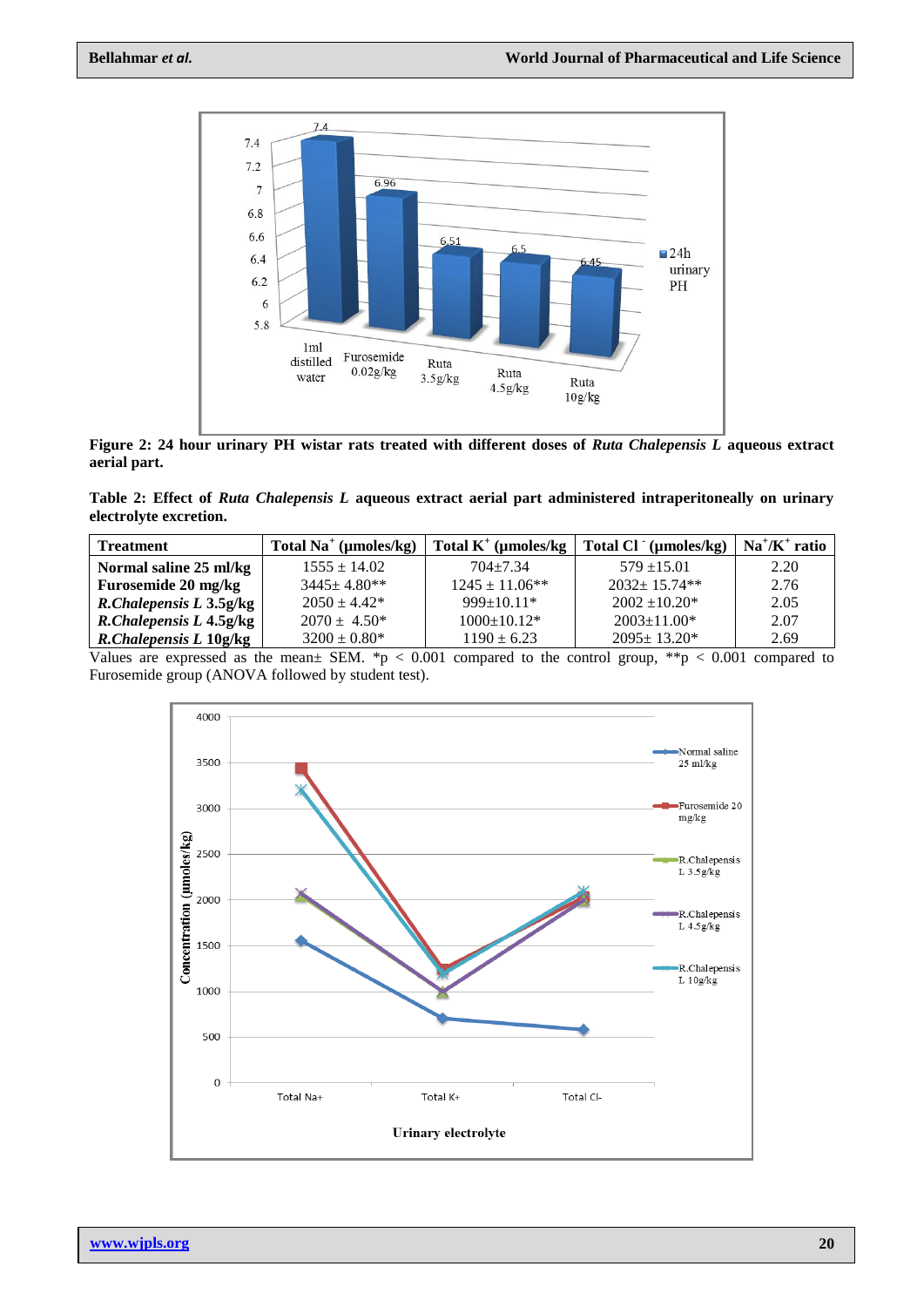**Figure 2: 24 hour urinary PH wistar rats treated with different doses of *Ruta Chalepensis L* aqueous extract aerial part.**

**Table 2: Effect of *Ruta Chalepensis L* aqueous extract aerial part administered intraperitoneally on urinary electrolyte excretion.**

| Treatment | Total $Na^+$ (µmoles/kg) | Total $K^+$ (µmoles/kg | Total $Cl^-$ (µmoles/kg) | $Na^+/K^+$ ratio |
|---|---|---|---|---|
| **Normal saline 25 ml/kg** | 1555 ± 14.02 | 704±7.34 | 579 ±15.01 | 2.20 |
| **Furosemide 20 mg/kg** | 3445± 4.80** | 1245 ± 11.06** | 2032± 15.74** | 2.76 |
| ***R.Chalepensis L* 3.5g/kg** | 2050 ± 4.42* | 999±10.11* | 2002 ±10.20* | 2.05 |
| ***R.Chalepensis L* 4.5g/kg** | 2070 ± 4.50* | 1000±10.12* | 2003±11.00* | 2.07 |
| ***R.Chalepensis L* 10g/kg** | 3200 ± 0.80* | 1190 ± 6.23 | 2095± 13.20* | 2.69 |

Values are expressed as the mean± SEM. *p < 0.001 compared to the control group, **p < 0.001 compared to Furosemide group (ANOVA followed by student test).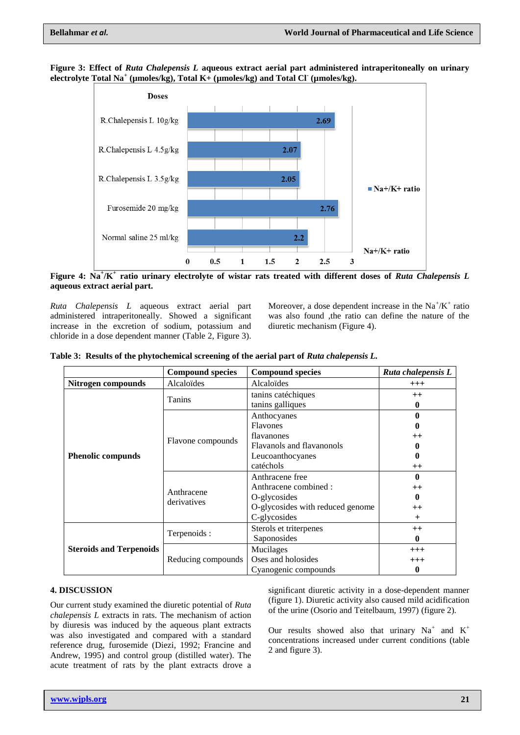**Figure 3: Effect of *Ruta Chalepensis L* aqueous extract aerial part administered intraperitoneally on urinary electrolyte Total $Na^+$ (µmoles/kg), Total K+ (µmoles/kg) and Total $Cl^-$ (µmoles/kg).**

**Figure 4: $Na^+/K^+$ ratio urinary electrolyte of wistar rats treated with different doses of *Ruta Chalepensis L* aqueous extract aerial part.**

*Ruta Chalepensis L* aqueous extract aerial part administered intraperitoneally. Showed a significant increase in the excretion of sodium, potassium and chloride in a dose dependent manner (Table 2, Figure 3).

Moreover, a dose dependent increase in the $Na^+/K^+$ ratio was also found ,the ratio can define the nature of the diuretic mechanism (Figure 4).

**Table 3: Results of the phytochemical screening of the aerial part of *Ruta chalepensis L.***

| | Compound species | Compound species | *Ruta chalepensis L* |
|---|---|---|---|
| **Nitrogen compounds** | Alcaloïdes | Alcaloïdes | +++ |
| **Phenolic compunds** | Tanins | tanins catéchiques | ++ |
| | | tanins galliques | **0** |
| | Flavone compounds | Anthocyanes | **0** |
| | | Flavones | **0** |
| | | flavanones | ++ |
| | | Flavanols and flavanonols | **0** |
| | | Leucoanthocyanes | **0** |
| | | catéchols | ++ |
| | Anthracene derivatives | Anthracene free | **0** |
| | | Anthracene combined : | ++ |
| | | O-glycosides | **0** |
| | | O-glycosides with reduced genome | ++ |
| | | C-glycosides | + |
| **Steroids and Terpenoids** | Terpenoids : | Sterols et triterpenes | ++ |
| | | Saponosides | **0** |
| | Reducing compounds | Mucilages | +++ |
| | | Oses and holosides | +++ |
| | | Cyanogenic compounds | **0** |

## 4. DISCUSSION

Our current study examined the diuretic potential of *Ruta chalepensis L* extracts in rats. The mechanism of action by diuresis was induced by the aqueous plant extracts was also investigated and compared with a standard reference drug, furosemide (Diezi, 1992; Francine and Andrew, 1995) and control group (distilled water). The acute treatment of rats by the plant extracts drove a significant diuretic activity in a dose-dependent manner (figure 1). Diuretic activity also caused mild acidification of the urine (Osorio and Teitelbaum, 1997) (figure 2).

Our results showed also that urinary $Na^+$ and $K^+$ concentrations increased under current conditions (table 2 and figure 3).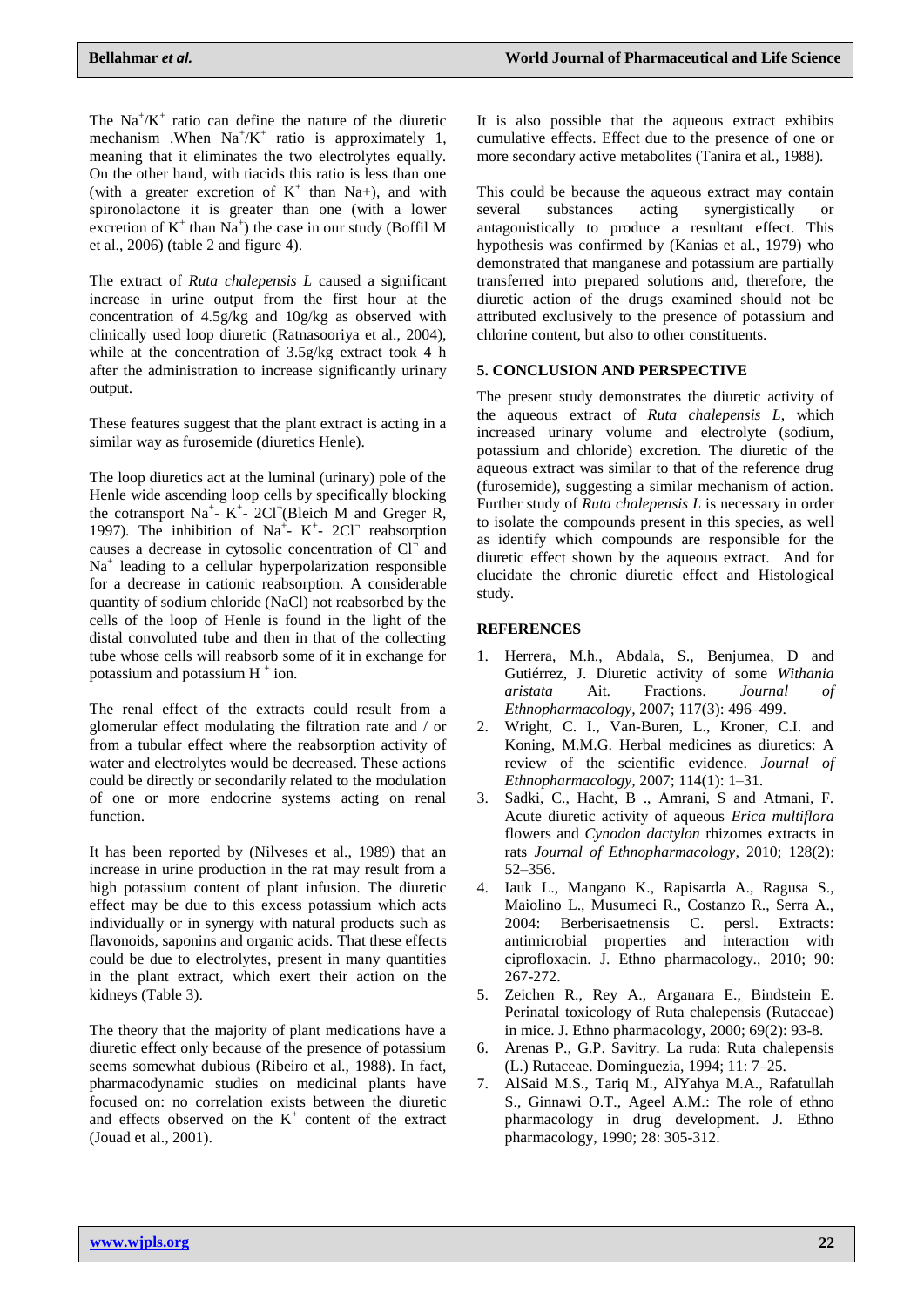The $Na^+/K^+$ ratio can define the nature of the diuretic mechanism .When $Na^+/K^+$ ratio is approximately 1, meaning that it eliminates the two electrolytes equally. On the other hand, with tiacids this ratio is less than one (with a greater excretion of $K^+$ than Na+), and with spironolactone it is greater than one (with a lower excretion of $K^+$ than $Na^+$) the case in our study (Boffil M et al., 2006) (table 2 and figure 4).

The extract of *Ruta chalepensis L* caused a significant increase in urine output from the first hour at the concentration of 4.5g/kg and 10g/kg as observed with clinically used loop diuretic (Ratnasooriya et al., 2004), while at the concentration of 3.5g/kg extract took 4 h after the administration to increase significantly urinary output.

These features suggest that the plant extract is acting in a similar way as furosemide (diuretics Henle).

The loop diuretics act at the luminal (urinary) pole of the Henle wide ascending loop cells by specifically blocking the cotransport $Na^+$- $K^+$- $2Cl^-$(Bleich M and Greger R, 1997). The inhibition of $Na^+$- $K^+$- $2Cl^-$ reabsorption causes a decrease in cytosolic concentration of $Cl^-$ and $Na^+$ leading to a cellular hyperpolarization responsible for a decrease in cationic reabsorption. A considerable quantity of sodium chloride (NaCl) not reabsorbed by the cells of the loop of Henle is found in the light of the distal convoluted tube and then in that of the collecting tube whose cells will reabsorb some of it in exchange for potassium and potassium $H^+$ ion.

The renal effect of the extracts could result from a glomerular effect modulating the filtration rate and / or from a tubular effect where the reabsorption activity of water and electrolytes would be decreased. These actions could be directly or secondarily related to the modulation of one or more endocrine systems acting on renal function.

It has been reported by (Nilveses et al., 1989) that an increase in urine production in the rat may result from a high potassium content of plant infusion. The diuretic effect may be due to this excess potassium which acts individually or in synergy with natural products such as flavonoids, saponins and organic acids. That these effects could be due to electrolytes, present in many quantities in the plant extract, which exert their action on the kidneys (Table 3).

The theory that the majority of plant medications have a diuretic effect only because of the presence of potassium seems somewhat dubious (Ribeiro et al., 1988). In fact, pharmacodynamic studies on medicinal plants have focused on: no correlation exists between the diuretic and effects observed on the $K^+$ content of the extract (Jouad et al., 2001).

It is also possible that the aqueous extract exhibits cumulative effects. Effect due to the presence of one or more secondary active metabolites (Tanira et al., 1988).

This could be because the aqueous extract may contain several substances acting synergistically or antagonistically to produce a resultant effect. This hypothesis was confirmed by (Kanias et al., 1979) who demonstrated that manganese and potassium are partially transferred into prepared solutions and, therefore, the diuretic action of the drugs examined should not be attributed exclusively to the presence of potassium and chlorine content, but also to other constituents.

## 5. CONCLUSION AND PERSPECTIVE

The present study demonstrates the diuretic activity of the aqueous extract of *Ruta chalepensis L,* which increased urinary volume and electrolyte (sodium, potassium and chloride) excretion. The diuretic of the aqueous extract was similar to that of the reference drug (furosemide), suggesting a similar mechanism of action. Further study of *Ruta chalepensis L* is necessary in order to isolate the compounds present in this species, as well as identify which compounds are responsible for the diuretic effect shown by the aqueous extract. And for elucidate the chronic diuretic effect and Histological study.

## REFERENCES

1. Herrera, M.h., Abdala, S., Benjumea, D and Gutiérrez, J. Diuretic activity of some *Withania aristata* Ait. Fractions. *Journal of Ethnopharmacology,* 2007; 117(3): 496–499.
2. Wright, C. I., Van-Buren, L., Kroner, C.I. and Koning, M.M.G. Herbal medicines as diuretics: A review of the scientific evidence. *Journal of Ethnopharmacology,* 2007; 114(1): 1–31.
3. Sadki, C., Hacht, B ., Amrani, S and Atmani, F. Acute diuretic activity of aqueous *Erica multiflora* flowers and *Cynodon dactylon* rhizomes extracts in rats *Journal of Ethnopharmacology,* 2010; 128(2): 52–356.
4. Iauk L., Mangano K., Rapisarda A., Ragusa S., Maiolino L., Musumeci R., Costanzo R., Serra A., 2004: Berberisaetnensis C. persl. Extracts: antimicrobial properties and interaction with ciprofloxacin. J. Ethno pharmacology., 2010; 90: 267-272.
5. Zeichen R., Rey A., Arganara E., Bindstein E. Perinatal toxicology of Ruta chalepensis (Rutaceae) in mice. J. Ethno pharmacology, 2000; 69(2): 93-8.
6. Arenas P., G.P. Savitry. La ruda: Ruta chalepensis (L.) Rutaceae. Dominguezia, 1994; 11: 7–25.
7. AlSaid M.S., Tariq M., AlYahya M.A., Rafatullah S., Ginnawi O.T., Ageel A.M.: The role of ethno pharmacology in drug development. J. Ethno pharmacology, 1990; 28: 305-312.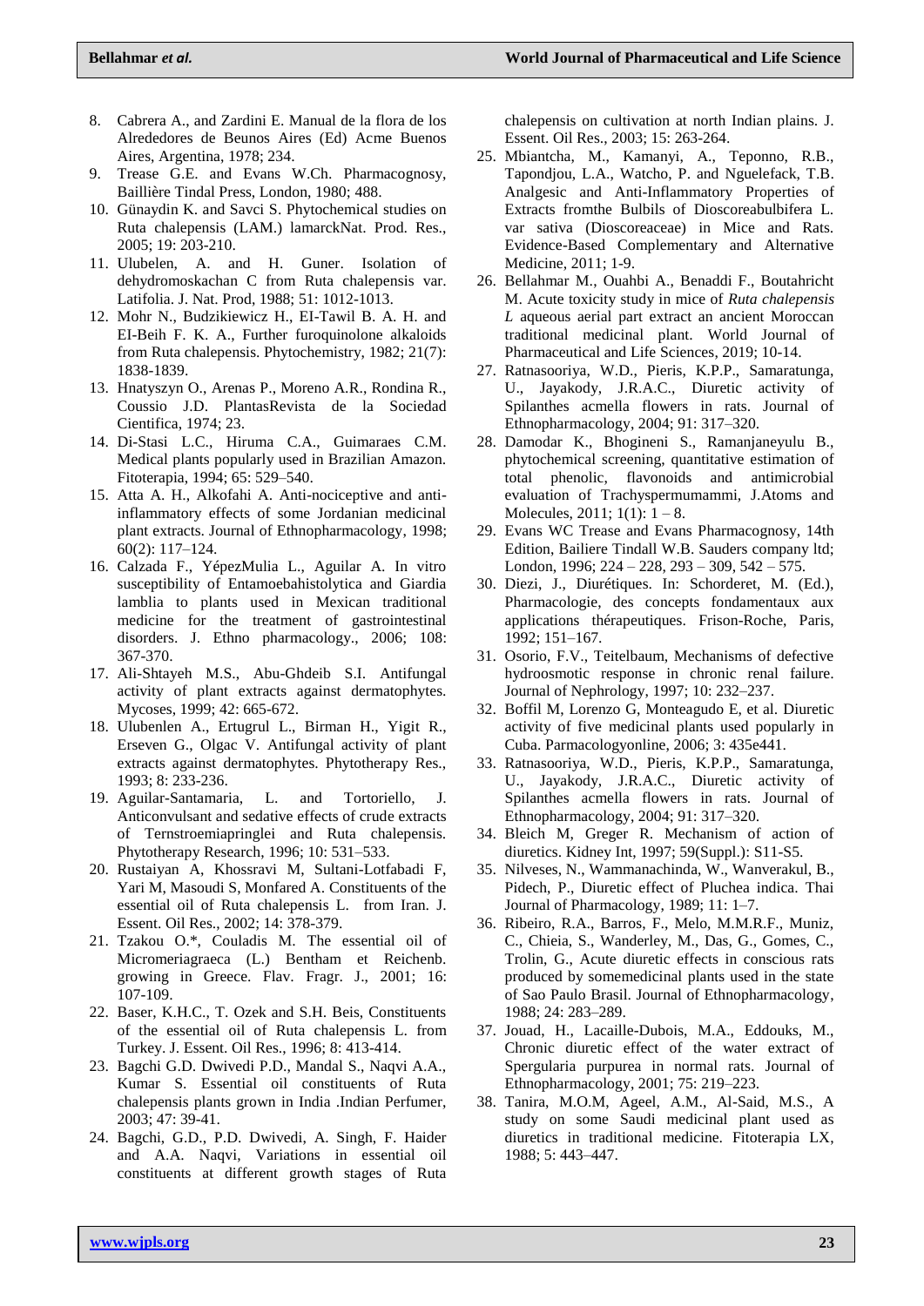8. Cabrera A., and Zardini E. Manual de la flora de los Alrededores de Beunos Aires (Ed) Acme Buenos Aires, Argentina, 1978; 234.
9. Trease G.E. and Evans W.Ch. Pharmacognosy, Baillière Tindal Press, London, 1980; 488.
10. Günaydin K. and Savci S. Phytochemical studies on Ruta chalepensis (LAM.) lamarckNat. Prod. Res., 2005; 19: 203-210.
11. Ulubelen, A. and H. Guner. Isolation of dehydromoskachan C from Ruta chalepensis var. Latifolia. J. Nat. Prod, 1988; 51: 1012-1013.
12. Mohr N., Budzikiewicz H., EI-Tawil B. A. H. and EI-Beih F. K. A., Further furoquinolone alkaloids from Ruta chalepensis. Phytochemistry, 1982; 21(7): 1838-1839.
13. Hnatyszyn O., Arenas P., Moreno A.R., Rondina R., Coussio J.D. PlantasRevista de la Sociedad Cientifica, 1974; 23.
14. Di-Stasi L.C., Hiruma C.A., Guimaraes C.M. Medical plants popularly used in Brazilian Amazon. Fitoterapia, 1994; 65: 529–540.
15. Atta A. H., Alkofahi A. Anti-nociceptive and anti-inflammatory effects of some Jordanian medicinal plant extracts. Journal of Ethnopharmacology, 1998; 60(2): 117–124.
16. Calzada F., YépezMulia L., Aguilar A. In vitro susceptibility of Entamoebahistolytica and Giardia lamblia to plants used in Mexican traditional medicine for the treatment of gastrointestinal disorders. J. Ethno pharmacology., 2006; 108: 367-370.
17. Ali-Shtayeh M.S., Abu-Ghdeib S.I. Antifungal activity of plant extracts against dermatophytes. Mycoses, 1999; 42: 665-672.
18. Ulubenlen A., Ertugrul L., Birman H., Yigit R., Erseven G., Olgac V. Antifungal activity of plant extracts against dermatophytes. Phytotherapy Res., 1993; 8: 233-236.
19. Aguilar-Santamaria, L. and Tortoriello, J. Anticonvulsant and sedative effects of crude extracts of Ternstroemiapringlei and Ruta chalepensis. Phytotherapy Research, 1996; 10: 531–533.
20. Rustaiyan A, Khossravi M, Sultani-Lotfabadi F, Yari M, Masoudi S, Monfared A. Constituents of the essential oil of Ruta chalepensis L. from Iran. J. Essent. Oil Res., 2002; 14: 378-379.
21. Tzakou O.*, Couladis M. The essential oil of Micromeriagraeca (L.) Bentham et Reichenb. growing in Greece. Flav. Fragr. J., 2001; 16: 107-109.
22. Baser, K.H.C., T. Ozek and S.H. Beis, Constituents of the essential oil of Ruta chalepensis L. from Turkey. J. Essent. Oil Res., 1996; 8: 413-414.
23. Bagchi G.D. Dwivedi P.D., Mandal S., Naqvi A.A., Kumar S. Essential oil constituents of Ruta chalepensis plants grown in India .Indian Perfumer, 2003; 47: 39-41.
24. Bagchi, G.D., P.D. Dwivedi, A. Singh, F. Haider and A.A. Naqvi, Variations in essential oil constituents at different growth stages of Ruta chalepensis on cultivation at north Indian plains. J. Essent. Oil Res., 2003; 15: 263-264.
25. Mbiantcha, M., Kamanyi, A., Teponno, R.B., Tapondjou, L.A., Watcho, P. and Nguelefack, T.B. Analgesic and Anti-Inflammatory Properties of Extracts fromthe Bulbils of Dioscoreabulbifera L. var sativa (Dioscoreaceae) in Mice and Rats. Evidence-Based Complementary and Alternative Medicine, 2011; 1-9.
26. Bellahmar M., Ouahbi A., Benaddi F., Boutahricht M. Acute toxicity study in mice of *Ruta chalepensis L* aqueous aerial part extract an ancient Moroccan traditional medicinal plant. World Journal of Pharmaceutical and Life Sciences, 2019; 10-14.
27. Ratnasooriya, W.D., Pieris, K.P.P., Samaratunga, U., Jayakody, J.R.A.C., Diuretic activity of Spilanthes acmella flowers in rats. Journal of Ethnopharmacology, 2004; 91: 317–320.
28. Damodar K., Bhogineni S., Ramanjaneyulu B., phytochemical screening, quantitative estimation of total phenolic, flavonoids and antimicrobial evaluation of Trachyspermumammi, J.Atoms and Molecules, 2011; 1(1): 1 – 8.
29. Evans WC Trease and Evans Pharmacognosy, 14th Edition, Bailiere Tindall W.B. Sauders company ltd; London, 1996; 224 – 228, 293 – 309, 542 – 575.
30. Diezi, J., Diurétiques. In: Schorderet, M. (Ed.), Pharmacologie, des concepts fondamentaux aux applications thérapeutiques. Frison-Roche, Paris, 1992; 151–167.
31. Osorio, F.V., Teitelbaum, Mechanisms of defective hydroosmotic response in chronic renal failure. Journal of Nephrology, 1997; 10: 232–237.
32. Boffil M, Lorenzo G, Monteagudo E, et al. Diuretic activity of five medicinal plants used popularly in Cuba. Parmacologyonline, 2006; 3: 435e441.
33. Ratnasooriya, W.D., Pieris, K.P.P., Samaratunga, U., Jayakody, J.R.A.C., Diuretic activity of Spilanthes acmella flowers in rats. Journal of Ethnopharmacology, 2004; 91: 317–320.
34. Bleich M, Greger R. Mechanism of action of diuretics. Kidney Int, 1997; 59(Suppl.): S11-S5.
35. Nilveses, N., Wammanachinda, W., Wanverakul, B., Pidech, P., Diuretic effect of Pluchea indica. Thai Journal of Pharmacology, 1989; 11: 1–7.
36. Ribeiro, R.A., Barros, F., Melo, M.M.R.F., Muniz, C., Chieia, S., Wanderley, M., Das, G., Gomes, C., Trolin, G., Acute diuretic effects in conscious rats produced by somemedicinal plants used in the state of Sao Paulo Brasil. Journal of Ethnopharmacology, 1988; 24: 283–289.
37. Jouad, H., Lacaille-Dubois, M.A., Eddouks, M., Chronic diuretic effect of the water extract of Spergularia purpurea in normal rats. Journal of Ethnopharmacology, 2001; 75: 219–223.
38. Tanira, M.O.M, Ageel, A.M., Al-Said, M.S., A study on some Saudi medicinal plant used as diuretics in traditional medicine. Fitoterapia LX, 1988; 5: 443–447.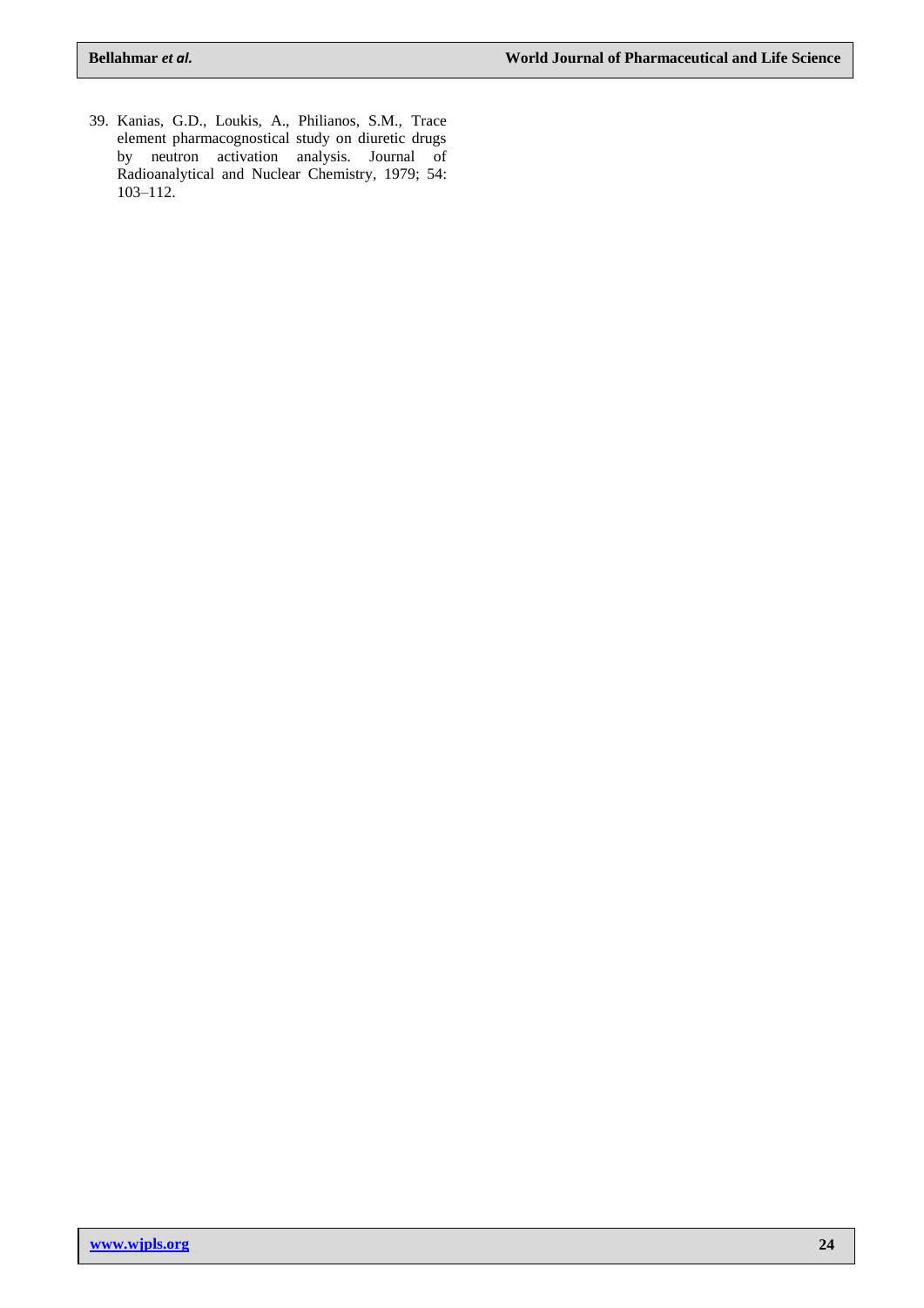39. Kanias, G.D., Loukis, A., Philianos, S.M., Trace element pharmacognostical study on diuretic drugs by neutron activation analysis. Journal of Radioanalytical and Nuclear Chemistry, 1979; 54: 103–112.